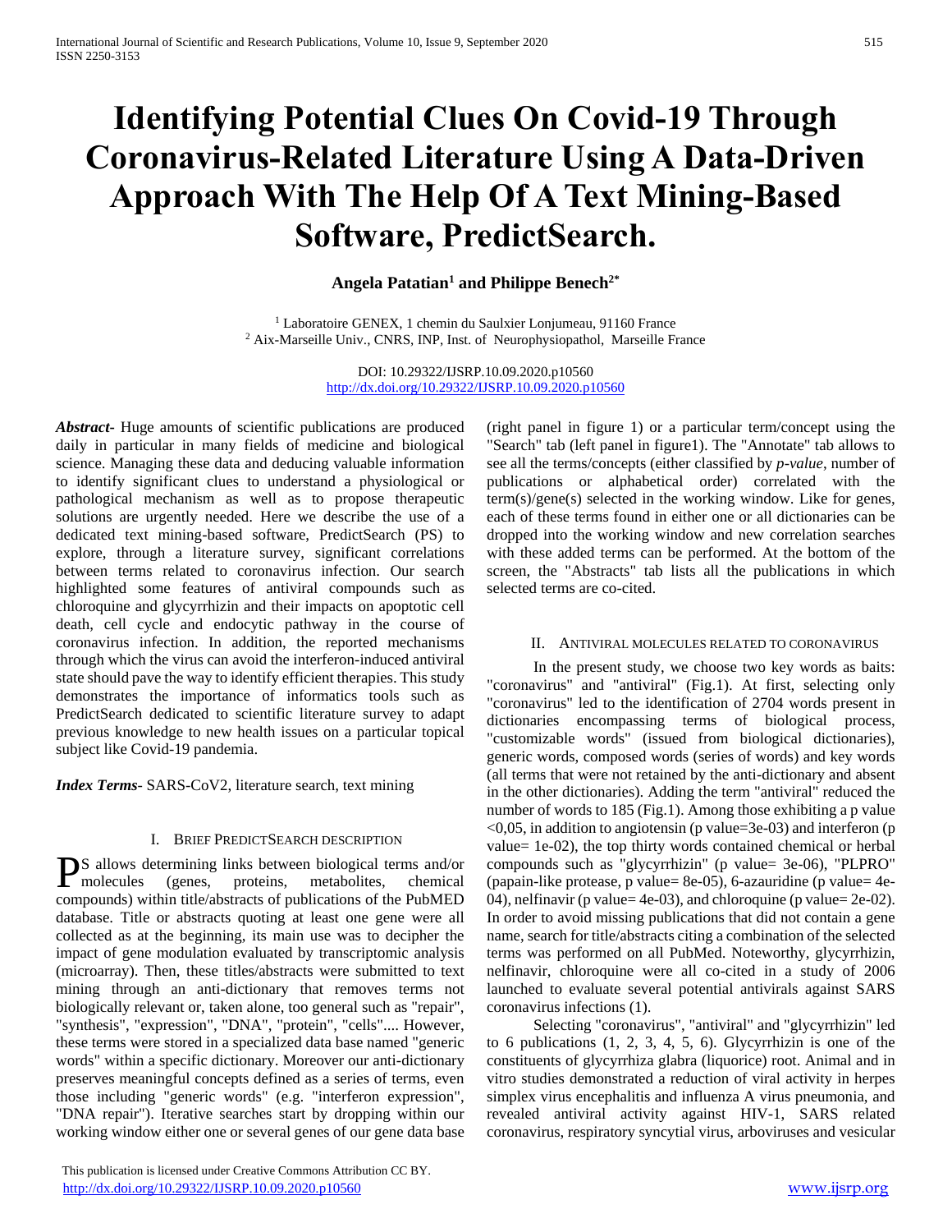# Identifying Potential Clues On Covid-19 Through Coronavirus-Related Literature Using A Data-Driven Approach With The Help Of A Text Mining-Based Software, PredictSearch.

**Angela Patatian[1] and Philippe Benech[2*]**

[1] Laboratoire GENEX, 1 chemin du Saulxier Lonjumeau, 91160 France
[2] Aix-Marseille Univ., CNRS, INP, Inst. of Neurophysiopathol, Marseille France

DOI: 10.29322/IJSRP.10.09.2020.p10560
http://dx.doi.org/10.29322/IJSRP.10.09.2020.p10560

***Abstract*-** Huge amounts of scientific publications are produced daily in particular in many fields of medicine and biological science. Managing these data and deducing valuable information to identify significant clues to understand a physiological or pathological mechanism as well as to propose therapeutic solutions are urgently needed. Here we describe the use of a dedicated text mining-based software, PredictSearch (PS) to explore, through a literature survey, significant correlations between terms related to coronavirus infection. Our search highlighted some features of antiviral compounds such as chloroquine and glycyrrhizin and their impacts on apoptotic cell death, cell cycle and endocytic pathway in the course of coronavirus infection. In addition, the reported mechanisms through which the virus can avoid the interferon-induced antiviral state should pave the way to identify efficient therapies. This study demonstrates the importance of informatics tools such as PredictSearch dedicated to scientific literature survey to adapt previous knowledge to new health issues on a particular topical subject like Covid-19 pandemia.

***Index Terms*-** SARS-CoV2, literature search, text mining

## I. Brief PredictSearch description

PS allows determining links between biological terms and/or molecules (genes, proteins, metabolites, chemical compounds) within title/abstracts of publications of the PubMED database. Title or abstracts quoting at least one gene were all collected as at the beginning, its main use was to decipher the impact of gene modulation evaluated by transcriptomic analysis (microarray). Then, these titles/abstracts were submitted to text mining through an anti-dictionary that removes terms not biologically relevant or, taken alone, too general such as "repair", "synthesis", "expression", "DNA", "protein", "cells".... However, these terms were stored in a specialized data base named "generic words" within a specific dictionary. Moreover our anti-dictionary preserves meaningful concepts defined as a series of terms, even those including "generic words" (e.g. "interferon expression", "DNA repair"). Iterative searches start by dropping within our working window either one or several genes of our gene data base (right panel in figure 1) or a particular term/concept using the "Search" tab (left panel in figure1). The "Annotate" tab allows to see all the terms/concepts (either classified by *p-value*, number of publications or alphabetical order) correlated with the term(s)/gene(s) selected in the working window. Like for genes, each of these terms found in either one or all dictionaries can be dropped into the working window and new correlation searches with these added terms can be performed. At the bottom of the screen, the "Abstracts" tab lists all the publications in which selected terms are co-cited.

## II. Antiviral molecules related to coronavirus

In the present study, we choose two key words as baits: "coronavirus" and "antiviral" (Fig.1). At first, selecting only "coronavirus" led to the identification of 2704 words present in dictionaries encompassing terms of biological process, "customizable words" (issued from biological dictionaries), generic words, composed words (series of words) and key words (all terms that were not retained by the anti-dictionary and absent in the other dictionaries). Adding the term "antiviral" reduced the number of words to 185 (Fig.1). Among those exhibiting a p value $<0,05$, in addition to angiotensin (p value=3e-03) and interferon (p value= 1e-02), the top thirty words contained chemical or herbal compounds such as "glycyrrhizin" (p value= 3e-06), "PLPRO" (papain-like protease, p value= 8e-05), 6-azauridine (p value= 4e-04), nelfinavir (p value= 4e-03), and chloroquine (p value= 2e-02). In order to avoid missing publications that did not contain a gene name, search for title/abstracts citing a combination of the selected terms was performed on all PubMed. Noteworthy, glycyrrhizin, nelfinavir, chloroquine were all co-cited in a study of 2006 launched to evaluate several potential antivirals against SARS coronavirus infections (1).

Selecting "coronavirus", "antiviral" and "glycyrrhizin" led to 6 publications (1, 2, 3, 4, 5, 6). Glycyrrhizin is one of the constituents of glycyrrhiza glabra (liquorice) root. Animal and in vitro studies demonstrated a reduction of viral activity in herpes simplex virus encephalitis and influenza A virus pneumonia, and revealed antiviral activity against HIV-1, SARS related coronavirus, respiratory syncytial virus, arboviruses and vesicular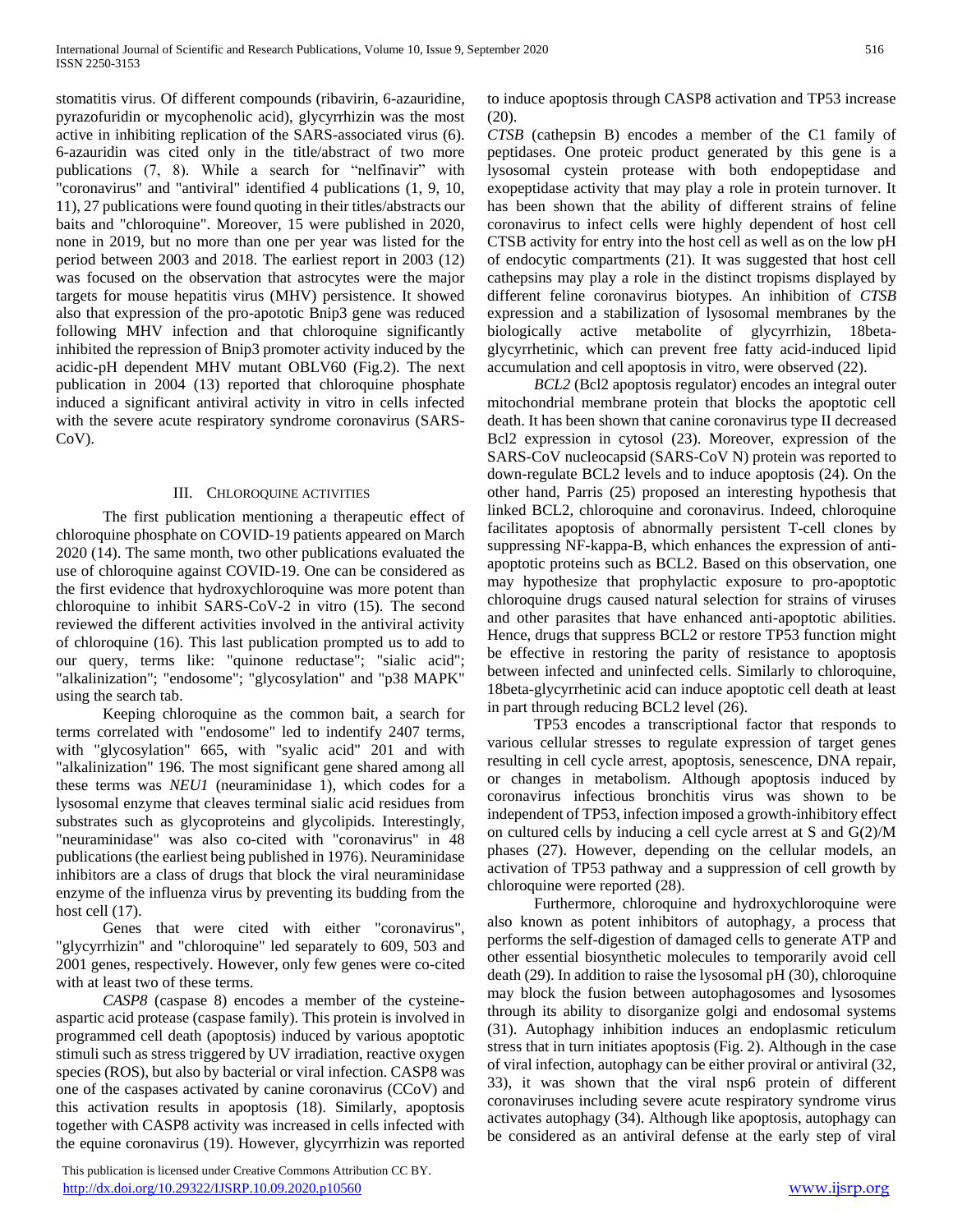stomatitis virus. Of different compounds (ribavirin, 6-azauridine, pyrazofuridin or mycophenolic acid), glycyrrhizin was the most active in inhibiting replication of the SARS-associated virus (6). 6-azauridin was cited only in the title/abstract of two more publications (7, 8). While a search for "nelfinavir" with "coronavirus" and "antiviral" identified 4 publications (1, 9, 10, 11), 27 publications were found quoting in their titles/abstracts our baits and "chloroquine". Moreover, 15 were published in 2020, none in 2019, but no more than one per year was listed for the period between 2003 and 2018. The earliest report in 2003 (12) was focused on the observation that astrocytes were the major targets for mouse hepatitis virus (MHV) persistence. It showed also that expression of the pro-apototic Bnip3 gene was reduced following MHV infection and that chloroquine significantly inhibited the repression of Bnip3 promoter activity induced by the acidic-pH dependent MHV mutant OBLV60 (Fig.2). The next publication in 2004 (13) reported that chloroquine phosphate induced a significant antiviral activity in vitro in cells infected with the severe acute respiratory syndrome coronavirus (SARS-CoV).

## III. Chloroquine activities

The first publication mentioning a therapeutic effect of chloroquine phosphate on COVID-19 patients appeared on March 2020 (14). The same month, two other publications evaluated the use of chloroquine against COVID-19. One can be considered as the first evidence that hydroxychloroquine was more potent than chloroquine to inhibit SARS-CoV-2 in vitro (15). The second reviewed the different activities involved in the antiviral activity of chloroquine (16). This last publication prompted us to add to our query, terms like: "quinone reductase"; "sialic acid"; "alkalinization"; "endosome"; "glycosylation" and "p38 MAPK" using the search tab.

Keeping chloroquine as the common bait, a search for terms correlated with "endosome" led to indentify 2407 terms, with "glycosylation" 665, with "syalic acid" 201 and with "alkalinization" 196. The most significant gene shared among all these terms was *NEU1* (neuraminidase 1), which codes for a lysosomal enzyme that cleaves terminal sialic acid residues from substrates such as glycoproteins and glycolipids. Interestingly, "neuraminidase" was also co-cited with "coronavirus" in 48 publications (the earliest being published in 1976). Neuraminidase inhibitors are a class of drugs that block the viral neuraminidase enzyme of the influenza virus by preventing its budding from the host cell (17).

Genes that were cited with either "coronavirus", "glycyrrhizin" and "chloroquine" led separately to 609, 503 and 2001 genes, respectively. However, only few genes were co-cited with at least two of these terms.

*CASP8* (caspase 8) encodes a member of the cysteine-aspartic acid protease (caspase family). This protein is involved in programmed cell death (apoptosis) induced by various apoptotic stimuli such as stress triggered by UV irradiation, reactive oxygen species (ROS), but also by bacterial or viral infection. CASP8 was one of the caspases activated by canine coronavirus (CCoV) and this activation results in apoptosis (18). Similarly, apoptosis together with CASP8 activity was increased in cells infected with the equine coronavirus (19). However, glycyrrhizin was reported to induce apoptosis through CASP8 activation and TP53 increase (20).

*CTSB* (cathepsin B) encodes a member of the C1 family of peptidases. One proteic product generated by this gene is a lysosomal cystein protease with both endopeptidase and exopeptidase activity that may play a role in protein turnover. It has been shown that the ability of different strains of feline coronavirus to infect cells were highly dependent of host cell CTSB activity for entry into the host cell as well as on the low pH of endocytic compartments (21). It was suggested that host cell cathepsins may play a role in the distinct tropisms displayed by different feline coronavirus biotypes. An inhibition of *CTSB* expression and a stabilization of lysosomal membranes by the biologically active metabolite of glycyrrhizin, 18beta-glycyrrhetinic, which can prevent free fatty acid-induced lipid accumulation and cell apoptosis in vitro, were observed (22).

*BCL2* (Bcl2 apoptosis regulator) encodes an integral outer mitochondrial membrane protein that blocks the apoptotic cell death. It has been shown that canine coronavirus type II decreased Bcl2 expression in cytosol (23). Moreover, expression of the SARS-CoV nucleocapsid (SARS-CoV N) protein was reported to down-regulate BCL2 levels and to induce apoptosis (24). On the other hand, Parris (25) proposed an interesting hypothesis that linked BCL2, chloroquine and coronavirus. Indeed, chloroquine facilitates apoptosis of abnormally persistent T-cell clones by suppressing NF-kappa-B, which enhances the expression of anti-apoptotic proteins such as BCL2. Based on this observation, one may hypothesize that prophylactic exposure to pro-apoptotic chloroquine drugs caused natural selection for strains of viruses and other parasites that have enhanced anti-apoptotic abilities. Hence, drugs that suppress BCL2 or restore TP53 function might be effective in restoring the parity of resistance to apoptosis between infected and uninfected cells. Similarly to chloroquine, 18beta-glycyrrhetinic acid can induce apoptotic cell death at least in part through reducing BCL2 level (26).

TP53 encodes a transcriptional factor that responds to various cellular stresses to regulate expression of target genes resulting in cell cycle arrest, apoptosis, senescence, DNA repair, or changes in metabolism. Although apoptosis induced by coronavirus infectious bronchitis virus was shown to be independent of TP53, infection imposed a growth-inhibitory effect on cultured cells by inducing a cell cycle arrest at S and G(2)/M phases (27). However, depending on the cellular models, an activation of TP53 pathway and a suppression of cell growth by chloroquine were reported (28).

Furthermore, chloroquine and hydroxychloroquine were also known as potent inhibitors of autophagy, a process that performs the self-digestion of damaged cells to generate ATP and other essential biosynthetic molecules to temporarily avoid cell death (29). In addition to raise the lysosomal pH (30), chloroquine may block the fusion between autophagosomes and lysosomes through its ability to disorganize golgi and endosomal systems (31). Autophagy inhibition induces an endoplasmic reticulum stress that in turn initiates apoptosis (Fig. 2). Although in the case of viral infection, autophagy can be either proviral or antiviral (32, 33), it was shown that the viral nsp6 protein of different coronaviruses including severe acute respiratory syndrome virus activates autophagy (34). Although like apoptosis, autophagy can be considered as an antiviral defense at the early step of viral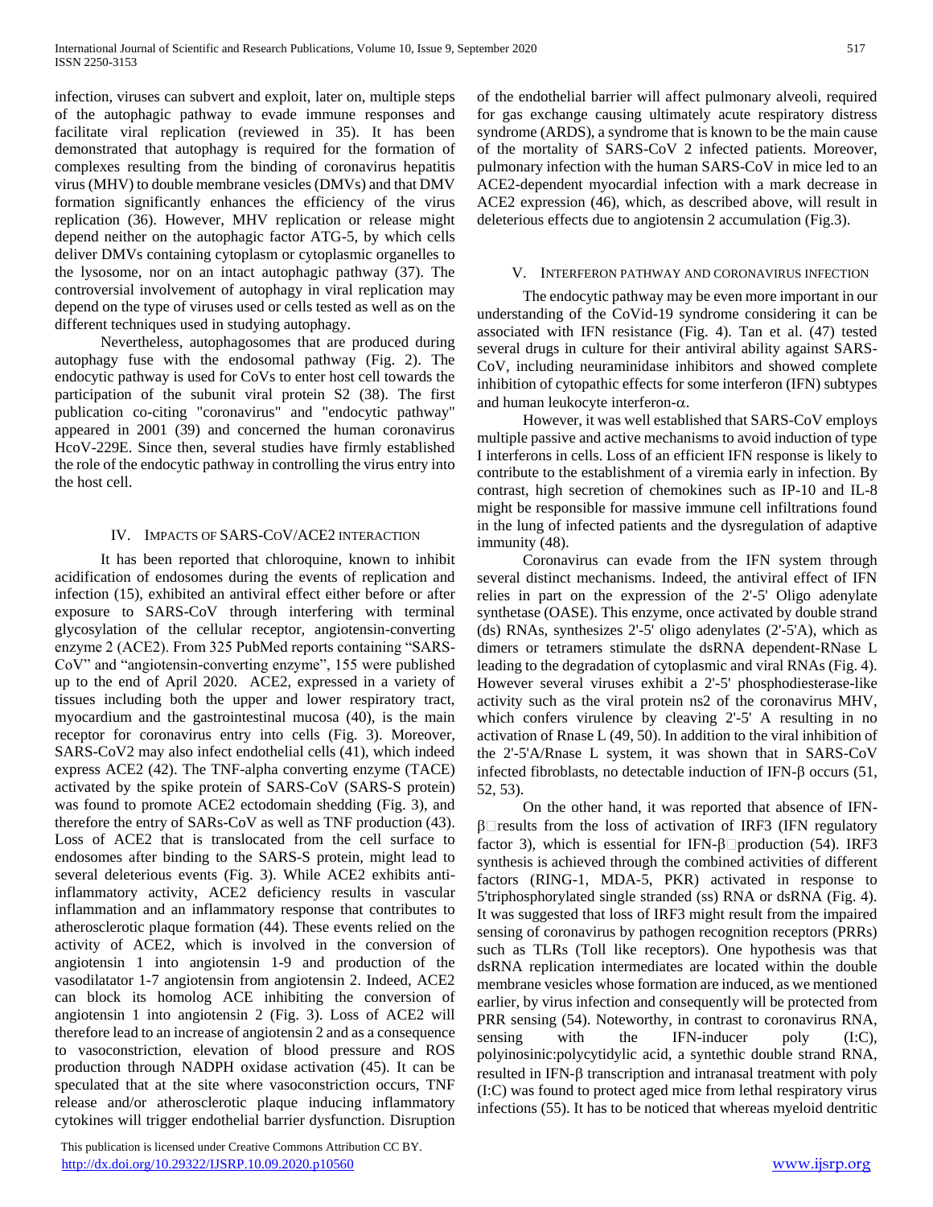infection, viruses can subvert and exploit, later on, multiple steps of the autophagic pathway to evade immune responses and facilitate viral replication (reviewed in 35). It has been demonstrated that autophagy is required for the formation of complexes resulting from the binding of coronavirus hepatitis virus (MHV) to double membrane vesicles (DMVs) and that DMV formation significantly enhances the efficiency of the virus replication (36). However, MHV replication or release might depend neither on the autophagic factor ATG-5, by which cells deliver DMVs containing cytoplasm or cytoplasmic organelles to the lysosome, nor on an intact autophagic pathway (37). The controversial involvement of autophagy in viral replication may depend on the type of viruses used or cells tested as well as on the different techniques used in studying autophagy.

Nevertheless, autophagosomes that are produced during autophagy fuse with the endosomal pathway (Fig. 2). The endocytic pathway is used for CoVs to enter host cell towards the participation of the subunit viral protein S2 (38). The first publication co-citing "coronavirus" and "endocytic pathway" appeared in 2001 (39) and concerned the human coronavirus HcoV-229E. Since then, several studies have firmly established the role of the endocytic pathway in controlling the virus entry into the host cell.

## IV. Impacts of SARS-CoV/ACE2 Interaction

It has been reported that chloroquine, known to inhibit acidification of endosomes during the events of replication and infection (15), exhibited an antiviral effect either before or after exposure to SARS-CoV through interfering with terminal glycosylation of the cellular receptor, angiotensin-converting enzyme 2 (ACE2). From 325 PubMed reports containing "SARS-CoV" and "angiotensin-converting enzyme", 155 were published up to the end of April 2020. ACE2, expressed in a variety of tissues including both the upper and lower respiratory tract, myocardium and the gastrointestinal mucosa (40), is the main receptor for coronavirus entry into cells (Fig. 3). Moreover, SARS-CoV2 may also infect endothelial cells (41), which indeed express ACE2 (42). The TNF-alpha converting enzyme (TACE) activated by the spike protein of SARS-CoV (SARS-S protein) was found to promote ACE2 ectodomain shedding (Fig. 3), and therefore the entry of SARs-CoV as well as TNF production (43). Loss of ACE2 that is translocated from the cell surface to endosomes after binding to the SARS-S protein, might lead to several deleterious events (Fig. 3). While ACE2 exhibits anti-inflammatory activity, ACE2 deficiency results in vascular inflammation and an inflammatory response that contributes to atherosclerotic plaque formation (44). These events relied on the activity of ACE2, which is involved in the conversion of angiotensin 1 into angiotensin 1-9 and production of the vasodilatator 1-7 angiotensin from angiotensin 2. Indeed, ACE2 can block its homolog ACE inhibiting the conversion of angiotensin 1 into angiotensin 2 (Fig. 3). Loss of ACE2 will therefore lead to an increase of angiotensin 2 and as a consequence to vasoconstriction, elevation of blood pressure and ROS production through NADPH oxidase activation (45). It can be speculated that at the site where vasoconstriction occurs, TNF release and/or atherosclerotic plaque inducing inflammatory cytokines will trigger endothelial barrier dysfunction. Disruption of the endothelial barrier will affect pulmonary alveoli, required for gas exchange causing ultimately acute respiratory distress syndrome (ARDS), a syndrome that is known to be the main cause of the mortality of SARS-CoV 2 infected patients. Moreover, pulmonary infection with the human SARS-CoV in mice led to an ACE2-dependent myocardial infection with a mark decrease in ACE2 expression (46), which, as described above, will result in deleterious effects due to angiotensin 2 accumulation (Fig.3).

## V. Interferon Pathway and Coronavirus Infection

The endocytic pathway may be even more important in our understanding of the CoVid-19 syndrome considering it can be associated with IFN resistance (Fig. 4). Tan et al. (47) tested several drugs in culture for their antiviral ability against SARS-CoV, including neuraminidase inhibitors and showed complete inhibition of cytopathic effects for some interferon (IFN) subtypes and human leukocyte interferon-α.

However, it was well established that SARS-CoV employs multiple passive and active mechanisms to avoid induction of type I interferons in cells. Loss of an efficient IFN response is likely to contribute to the establishment of a viremia early in infection. By contrast, high secretion of chemokines such as IP-10 and IL-8 might be responsible for massive immune cell infiltrations found in the lung of infected patients and the dysregulation of adaptive immunity (48).

Coronavirus can evade from the IFN system through several distinct mechanisms. Indeed, the antiviral effect of IFN relies in part on the expression of the 2'-5' Oligo adenylate synthetase (OASE). This enzyme, once activated by double strand (ds) RNAs, synthesizes 2'-5' oligo adenylates (2'-5'A), which as dimers or tetramers stimulate the dsRNA dependent-RNase L leading to the degradation of cytoplasmic and viral RNAs (Fig. 4). However several viruses exhibit a 2'-5' phosphodiesterase-like activity such as the viral protein ns2 of the coronavirus MHV, which confers virulence by cleaving 2'-5' A resulting in no activation of Rnase L (49, 50). In addition to the viral inhibition of the 2'-5'A/Rnase L system, it was shown that in SARS-CoV infected fibroblasts, no detectable induction of IFN-β occurs (51, 52, 53).

On the other hand, it was reported that absence of IFN-β results from the loss of activation of IRF3 (IFN regulatory factor 3), which is essential for IFN-β production (54). IRF3 synthesis is achieved through the combined activities of different factors (RING-1, MDA-5, PKR) activated in response to 5'triphosphorylated single stranded (ss) RNA or dsRNA (Fig. 4). It was suggested that loss of IRF3 might result from the impaired sensing of coronavirus by pathogen recognition receptors (PRRs) such as TLRs (Toll like receptors). One hypothesis was that dsRNA replication intermediates are located within the double membrane vesicles whose formation are induced, as we mentioned earlier, by virus infection and consequently will be protected from PRR sensing (54). Noteworthy, in contrast to coronavirus RNA, sensing with the IFN-inducer poly (I:C), polyinosinic:polycytidylic acid, a syntethic double strand RNA, resulted in IFN-β transcription and intranasal treatment with poly (I:C) was found to protect aged mice from lethal respiratory virus infections (55). It has to be noticed that whereas myeloid dentritic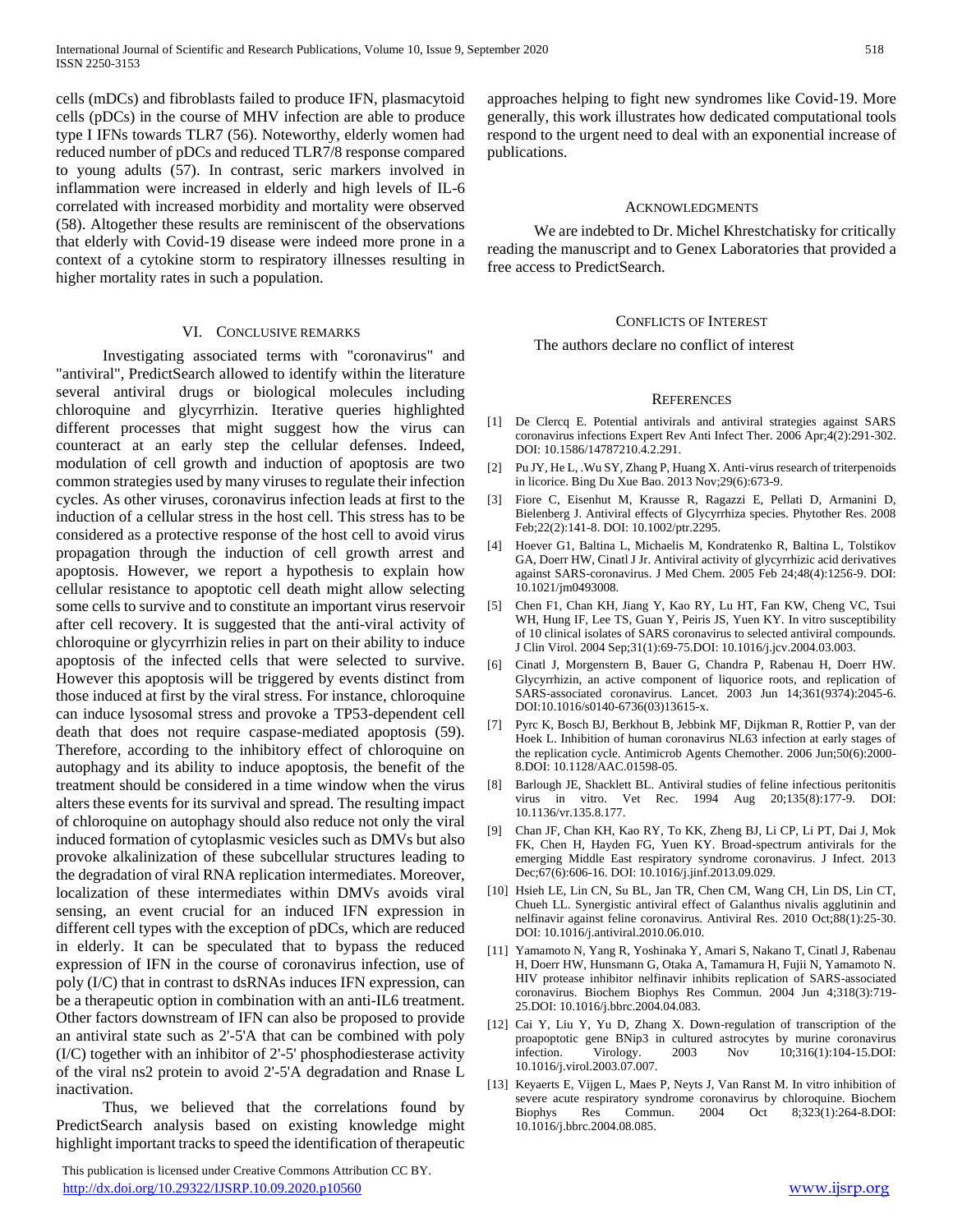cells (mDCs) and fibroblasts failed to produce IFN, plasmacytoid cells (pDCs) in the course of MHV infection are able to produce type I IFNs towards TLR7 (56). Noteworthy, elderly women had reduced number of pDCs and reduced TLR7/8 response compared to young adults (57). In contrast, seric markers involved in inflammation were increased in elderly and high levels of IL-6 correlated with increased morbidity and mortality were observed (58). Altogether these results are reminiscent of the observations that elderly with Covid-19 disease were indeed more prone in a context of a cytokine storm to respiratory illnesses resulting in higher mortality rates in such a population.

## VI. Conclusive remarks

Investigating associated terms with "coronavirus" and "antiviral", PredictSearch allowed to identify within the literature several antiviral drugs or biological molecules including chloroquine and glycyrrhizin. Iterative queries highlighted different processes that might suggest how the virus can counteract at an early step the cellular defenses. Indeed, modulation of cell growth and induction of apoptosis are two common strategies used by many viruses to regulate their infection cycles. As other viruses, coronavirus infection leads at first to the induction of a cellular stress in the host cell. This stress has to be considered as a protective response of the host cell to avoid virus propagation through the induction of cell growth arrest and apoptosis. However, we report a hypothesis to explain how cellular resistance to apoptotic cell death might allow selecting some cells to survive and to constitute an important virus reservoir after cell recovery. It is suggested that the anti-viral activity of chloroquine or glycyrrhizin relies in part on their ability to induce apoptosis of the infected cells that were selected to survive. However this apoptosis will be triggered by events distinct from those induced at first by the viral stress. For instance, chloroquine can induce lysosomal stress and provoke a TP53-dependent cell death that does not require caspase-mediated apoptosis (59). Therefore, according to the inhibitory effect of chloroquine on autophagy and its ability to induce apoptosis, the benefit of the treatment should be considered in a time window when the virus alters these events for its survival and spread. The resulting impact of chloroquine on autophagy should also reduce not only the viral induced formation of cytoplasmic vesicles such as DMVs but also provoke alkalinization of these subcellular structures leading to the degradation of viral RNA replication intermediates. Moreover, localization of these intermediates within DMVs avoids viral sensing, an event crucial for an induced IFN expression in different cell types with the exception of pDCs, which are reduced in elderly. It can be speculated that to bypass the reduced expression of IFN in the course of coronavirus infection, use of poly (I/C) that in contrast to dsRNAs induces IFN expression, can be a therapeutic option in combination with an anti-IL6 treatment. Other factors downstream of IFN can also be proposed to provide an antiviral state such as 2'-5'A that can be combined with poly (I/C) together with an inhibitor of 2'-5' phosphodiesterase activity of the viral ns2 protein to avoid 2'-5'A degradation and Rnase L inactivation.

Thus, we believed that the correlations found by PredictSearch analysis based on existing knowledge might highlight important tracks to speed the identification of therapeutic approaches helping to fight new syndromes like Covid-19. More generally, this work illustrates how dedicated computational tools respond to the urgent need to deal with an exponential increase of publications.

## Acknowledgments

We are indebted to Dr. Michel Khrestchatisky for critically reading the manuscript and to Genex Laboratories that provided a free access to PredictSearch.

## Conflicts of Interest

The authors declare no conflict of interest

## References

[1] De Clercq E. Potential antivirals and antiviral strategies against SARS coronavirus infections Expert Rev Anti Infect Ther. 2006 Apr;4(2):291-302. DOI: 10.1586/14787210.4.2.291.

[2] Pu JY, He L, .Wu SY, Zhang P, Huang X. Anti-virus research of triterpenoids in licorice. Bing Du Xue Bao. 2013 Nov;29(6):673-9.

[3] Fiore C, Eisenhut M, Krausse R, Ragazzi E, Pellati D, Armanini D, Bielenberg J. Antiviral effects of Glycyrrhiza species. Phytother Res. 2008 Feb;22(2):141-8. DOI: 10.1002/ptr.2295.

[4] Hoever G1, Baltina L, Michaelis M, Kondratenko R, Baltina L, Tolstikov GA, Doerr HW, Cinatl J Jr. Antiviral activity of glycyrrhizic acid derivatives against SARS-coronavirus. J Med Chem. 2005 Feb 24;48(4):1256-9. DOI: 10.1021/jm0493008.

[5] Chen F1, Chan KH, Jiang Y, Kao RY, Lu HT, Fan KW, Cheng VC, Tsui WH, Hung IF, Lee TS, Guan Y, Peiris JS, Yuen KY. In vitro susceptibility of 10 clinical isolates of SARS coronavirus to selected antiviral compounds. J Clin Virol. 2004 Sep;31(1):69-75.DOI: 10.1016/j.jcv.2004.03.003.

[6] Cinatl J, Morgenstern B, Bauer G, Chandra P, Rabenau H, Doerr HW. Glycyrrhizin, an active component of liquorice roots, and replication of SARS-associated coronavirus. Lancet. 2003 Jun 14;361(9374):2045-6. DOI:10.1016/s0140-6736(03)13615-x.

[7] Pyrc K, Bosch BJ, Berkhout B, Jebbink MF, Dijkman R, Rottier P, van der Hoek L. Inhibition of human coronavirus NL63 infection at early stages of the replication cycle. Antimicrob Agents Chemother. 2006 Jun;50(6):2000-8.DOI: 10.1128/AAC.01598-05.

[8] Barlough JE, Shacklett BL. Antiviral studies of feline infectious peritonitis virus in vitro. Vet Rec. 1994 Aug 20;135(8):177-9. DOI: 10.1136/vr.135.8.177.

[9] Chan JF, Chan KH, Kao RY, To KK, Zheng BJ, Li CP, Li PT, Dai J, Mok FK, Chen H, Hayden FG, Yuen KY. Broad-spectrum antivirals for the emerging Middle East respiratory syndrome coronavirus. J Infect. 2013 Dec;67(6):606-16. DOI: 10.1016/j.jinf.2013.09.029.

[10] Hsieh LE, Lin CN, Su BL, Jan TR, Chen CM, Wang CH, Lin DS, Lin CT, Chueh LL. Synergistic antiviral effect of Galanthus nivalis agglutinin and nelfinavir against feline coronavirus. Antiviral Res. 2010 Oct;88(1):25-30. DOI: 10.1016/j.antiviral.2010.06.010.

[11] Yamamoto N, Yang R, Yoshinaka Y, Amari S, Nakano T, Cinatl J, Rabenau H, Doerr HW, Hunsmann G, Otaka A, Tamamura H, Fujii N, Yamamoto N. HIV protease inhibitor nelfinavir inhibits replication of SARS-associated coronavirus. Biochem Biophys Res Commun. 2004 Jun 4;318(3):719-25.DOI: 10.1016/j.bbrc.2004.04.083.

[12] Cai Y, Liu Y, Yu D, Zhang X. Down-regulation of transcription of the proapoptotic gene BNip3 in cultured astrocytes by murine coronavirus infection. Virology. 2003 Nov 10;316(1):104-15.DOI: 10.1016/j.virol.2003.07.007.

[13] Keyaerts E, Vijgen L, Maes P, Neyts J, Van Ranst M. In vitro inhibition of severe acute respiratory syndrome coronavirus by chloroquine. Biochem Biophys Res Commun. 2004 Oct 8;323(1):264-8.DOI: 10.1016/j.bbrc.2004.08.085.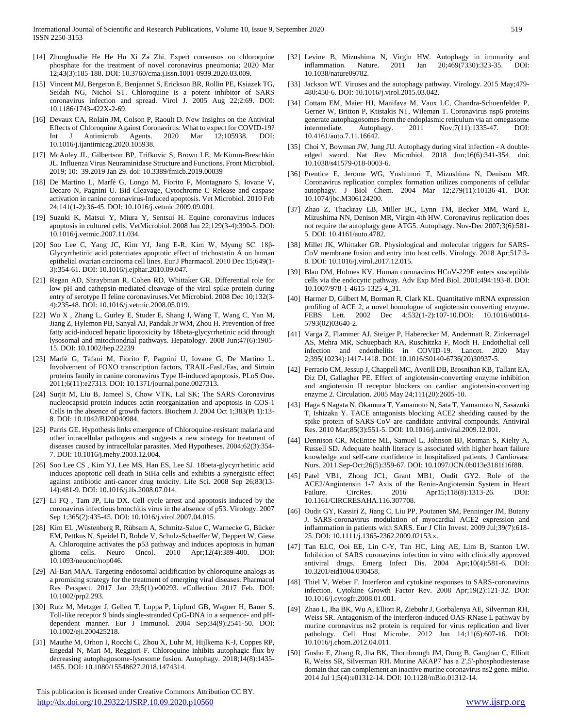[14] ZhonghuaJie He He Hu Xi Za Zhi. Expert consensus on chloroquine phosphate for the treatment of novel coronavirus pneumonia; 2020 Mar 12;43(3):185-188. DOI: 10.3760/cma.j.issn.1001-0939.2020.03.009.

[15] Vincent MJ, Bergeron E, Benjannet S, Erickson BR, Rollin PE, Ksiazek TG, Seidah NG, Nichol ST. Chloroquine is a potent inhibitor of SARS coronavirus infection and spread. Virol J. 2005 Aug 22;2:69. DOI: 10.1186/1743-422X-2-69.

[16] Devaux CA, Rolain JM, Colson P, Raoult D. New Insights on the Antiviral Effects of Chloroquine Against Coronavirus: What to expect for COVID-19? Int J Antimicrob Agents. 2020 Mar 12;105938. DOI: 10.1016/j.ijantimicag.2020.105938.

[17] McAuley JL, Gilbertson BP, Trifkovic S, Brown LE, McKimm-Breschkin JL. Influenza Virus Neuraminidase Structure and Functions. Front Microbiol. 2019; 10: 39.2019 Jan 29. doi: 10.3389/fmicb.2019.00039

[18] De Martino L, Marfé G, Longo M, Fiorito F, Montagnaro S, Iovane V, Decaro N, Pagnini U. Bid Cleavage, Cytochrome C Release and caspase activation in canine coronavirus-Induced apoptosis. Vet Microbiol. 2010 Feb 24;141(1-2):36-45. DOI: 10.1016/j.vetmic.2009.09.001.

[19] Suzuki K, Matsui Y, Miura Y, Sentsui H. Equine coronavirus induces apoptosis in cultured cells. VetMicrobiol. 2008 Jun 22;129(3-4):390-5. DOI: 10.1016/j.vetmic.2007.11.034.

[20] Soo Lee C, Yang JC, Kim YJ, Jang E-R, Kim W, Myung SC. 18β-Glycyrrhetinic acid potentiates apoptotic effect of trichostatin A on human epithelial ovarian carcinoma cell lines. Eur J Pharmacol. 2010 Dec 15;649(1-3):354-61. DOI: 10.1016/j.ejphar.2010.09.047.

[21] Regan AD, Shraybman R, Cohen RD, Whittaker GR. Differential role for low pH and cathepsin-mediated cleavage of the viral spike protein during entry of serotype II feline coronaviruses.Vet Microbiol. 2008 Dec 10;132(3-4):235-48. DOI: 10.1016/j.vetmic.2008.05.019.

[22] Wu X , Zhang L, Gurley E, Studer E, Shang J, Wang T, Wang C, Yan M, Jiang Z, Hylemon PB, Sanyal AJ, Pandak Jr WM, Zhou H. Prevention of free fatty acid-induced hepatic lipotoxicity by 18beta-glycyrrhetinic acid through lysosomal and mitochondrial pathways. Hepatology. 2008 Jun;47(6):1905-15. DOI: 10.1002/hep.22239

[23] Marfè G, Tafani M, Fiorito F, Pagnini U, Iovane G, De Martino L. Involvement of FOXO transcription factors, TRAIL-FasL/Fas, and Sirtuin proteins family in canine coronavirus Type II-induced apoptosis. PLoS One. 2011;6(11):e27313. DOI: 10.1371/journal.pone.0027313.

[24] Surjit M, Liu B, Jameel S, Chow VTK, Lal SK; The SARS Coronavirus nucleocapsid protein induces actin reorganization and apoptosis in COS-1 Cells in the absence of growth factors. Biochem J. 2004 Oct 1;383(Pt 1):13-8. DOI: 10.1042/BJ20040984.

[25] Parris GE. Hypothesis links emergence of Chloroquine-resistant malaria and other intracellular pathogens and suggests a new strategy for treatment of diseases caused by intracellular parasites. Med Hypotheses. 2004;62(3):354-7. DOI: 10.1016/j.mehy.2003.12.004.

[26] Soo Lee CS , Kim YJ, Lee MS, Han ES, Lee SJ. 18beta-glycyrrhetinic acid induces apoptotic cell death in SiHa cells and exhibits a synergistic effect against antibiotic anti-cancer drug toxicity. Life Sci. 2008 Sep 26;83(13-14):481-9. DOI: 10.1016/j.lfs.2008.07.014.

[27] Li FQ , Tam JP, Liu DX. Cell cycle arrest and apoptosis induced by the coronavirus infectious bronchitis virus in the absence of p53. Virology. 2007 Sep 1;365(2):435-45. DOI: 10.1016/j.virol.2007.04.015.

[28] Kim EL ,Wüstenberg R, Rübsam A, Schmitz-Salue C, Warnecke G, Bücker EM, Pettkus N, Speidel D, Rohde V, Schulz-Schaeffer W, Deppert W, Giese A. Chloroquine activates the p53 pathway and induces apoptosis in human glioma cells. Neuro Oncol. 2010 Apr;12(4):389-400. DOI: 10.1093/neuonc/nop046.

[29] Al-Bari MAA. Targeting endosomal acidification by chloroquine analogs as a promising strategy for the treatment of emerging viral diseases. Pharmacol Res Perspect. 2017 Jan 23;5(1):e00293. eCollection 2017 Feb. DOI: 10.1002/prp2.293.

[30] Rutz M, Metzger J, Gellert T, Luppa P, Lipford GB, Wagner H, Bauer S. Toll-like receptor 9 binds single-stranded CpG-DNA in a sequence- and pH-dependent manner. Eur J Immunol. 2004 Sep;34(9):2541-50. DOI: 10.1002/eji.200425218.

[31] Mauthe M, Orhon I, Rocchi C, Zhou X, Luhr M, Hijlkema K-J, Coppes RP, Engedal N, Mari M, Reggiori F. Chloroquine inhibits autophagic flux by decreasing autophagosome-lysosome fusion. Autophagy. 2018;14(8):1435-1455. DOI: 10.1080/15548627.2018.1474314.

[32] Levine B, Mizushima N, Virgin HW. Autophagy in immunity and inflammation. Nature. 2011 Jan 20;469(7330):323-35. DOI: 10.1038/nature09782.

[33] Jackson WT. Viruses and the autophagy pathway. Virology. 2015 May;479-480:450-6. DOI: 10.1016/j.virol.2015.03.042.

[34] Cottam EM, Maier HJ, Manifava M, Vaux LC, Chandra-Schoenfelder P, Gerner W, Britton P, Ktistakis NT, Wileman T. Coronavirus nsp6 proteins generate autophagosomes from the endoplasmic reticulum via an omegasome intermediate. Autophagy. 2011 Nov;7(11):1335-47. DOI: 10.4161/auto.7.11.16642.

[35] Choi Y, Bowman JW, Jung JU. Autophagy during viral infection - A double-edged sword. Nat Rev Microbiol. 2018 Jun;16(6):341-354. doi: 10.1038/s41579-018-0003-6.

[36] Prentice E, Jerome WG, Yoshimori T, Mizushima N, Denison MR. Coronavirus replication complex formation utilizes components of cellular autophagy. J Biol Chem. 2004 Mar 12;279(11):10136-41. DOI: 10.1074/jbc.M306124200.

[37] Zhao Z, Thackray LB, Miller BC, Lynn TM, Becker MM, Ward E, Mizushima NN, Denison MR, Virgin 4th HW. Coronavirus replication does not require the autophagy gene ATG5. Autophagy. Nov-Dec 2007;3(6):581-5. DOI: 10.4161/auto.4782.

[38] Millet JK, Whittaker GR. Physiological and molecular triggers for SARS-CoV membrane fusion and entry into host cells. Virology. 2018 Apr;517:3-8. DOI: 10.1016/j.virol.2017.12.015.

[39] Blau DM, Holmes KV. Human coronavirus HCoV-229E enters susceptible cells via the endocytic pathway. Adv Exp Med Biol. 2001;494:193-8. DOI: 10.1007/978-1-4615-1325-4_31.

[40] Harmer D, Gilbert M, Borman R, Clark KL. Quantitative mRNA expression profiling of ACE 2, a novel homologue of angiotensin converting enzyme. FEBS Lett. 2002 Dec 4;532(1-2):107-10.DOI: 10.1016/s0014-5793(02)03640-2.

[41] Varga Z, Flammer AJ, Steiger P, Haberecker M, Andermatt R, Zinkernagel AS, Mehra MR, Schuepbach RA, Ruschitzka F, Moch H. Endothelial cell infection and endothelitis in COVID-19. Lancet. 2020 May 2;395(10234):1417-1418. DOI: 10.1016/S0140-6736(20)30937-5.

[42] Ferrario CM, Jessup J, Chappell MC, Averill DB, Brosnihan KB, Tallant EA, Diz DI, Gallagher PE. Effect of angiotensin-converting enzyme inhibition and angiotensin II receptor blockers on cardiac angiotensin-converting enzyme 2. Circulation. 2005 May 24;111(20):2605-10.

[43] Haga S Nagata N, Okamura T, Yamamoto N, Sata T, Yamamoto N, Sasazuki T, Ishizaka Y. TACE antagonists blocking ACE2 shedding caused by the spike protein of SARS-CoV are candidate antiviral compounds. Antiviral Res. 2010 Mar;85(3):551-5. DOI: 10.1016/j.antiviral.2009.12.001.

[44] Dennison CR, McEntee ML, Samuel L, Johnson BJ, Rotman S, Kielty A, Russell SD. Adequate health literacy is associated with higher heart failure knowledge and self-care confidence in hospitalized patients. J Cardiovasc Nurs. 2011 Sep-Oct;26(5):359-67. DOI: 10.1097/JCN.0b013e3181f16f88.

[45] Patel VB1, Zhong JC1, Grant MB1, Oudit GY2. Role of the ACE2/Angiotensin 1-7 Axis of the Renin-Angiotensin System in Heart Failure. CircRes. 2016 Apr15;118(8):1313-26. DOI: 10.1161/CIRCRESAHA.116.307708.

[46] Oudit GY, Kassiri Z, Jiang C, Liu PP, Poutanen SM, Penninger JM, Butany J. SARS-coronavirus modulation of myocardial ACE2 expression and inflammation in patients with SARS. Eur J Clin Invest. 2009 Jul;39(7):618-25. DOI: 10.1111/j.1365-2362.2009.02153.x.

[47] Tan ELC, Ooi EE, Lin C-Y, Tan HC, Ling AE, Lim B, Stanton LW. Inhibition of SARS coronavirus infection in vitro with clinically approved antiviral drugs. Emerg Infect Dis. 2004 Apr;10(4):581-6. DOI: 10.3201/eid1004.030458.

[48] Thiel V, Weber F. Interferon and cytokine responses to SARS-coronavirus infection. Cytokine Growth Factor Rev. 2008 Apr;19(2):121-32. DOI: 10.1016/j.cytogfr.2008.01.001.

[49] Zhao L, Jha BK, Wu A, Elliott R, Ziebuhr J, Gorbalenya AE, Silverman RH, Weiss SR. Antagonism of the interferon-induced OAS-RNase L pathway by murine coronavirus ns2 protein is required for virus replication and liver pathology. Cell Host Microbe. 2012 Jun 14;11(6):607-16. DOI: 10.1016/j.chom.2012.04.011.

[50] Gusho E, Zhang R, Jha BK, Thornbrough JM, Dong B, Gaughan C, Elliott R, Weiss SR, Silverman RH. Murine AKAP7 has a 2',5'-phosphodiesterase domain that can complement an inactive murine coronavirus ns2 gene. mBio. 2014 Jul 1;5(4):e01312-14. DOI: 10.1128/mBio.01312-14.

This publication is licensed under Creative Commons Attribution CC BY.
http://dx.doi.org/10.29322/IJSRP.10.09.2020.p10560 www.ijsrp.org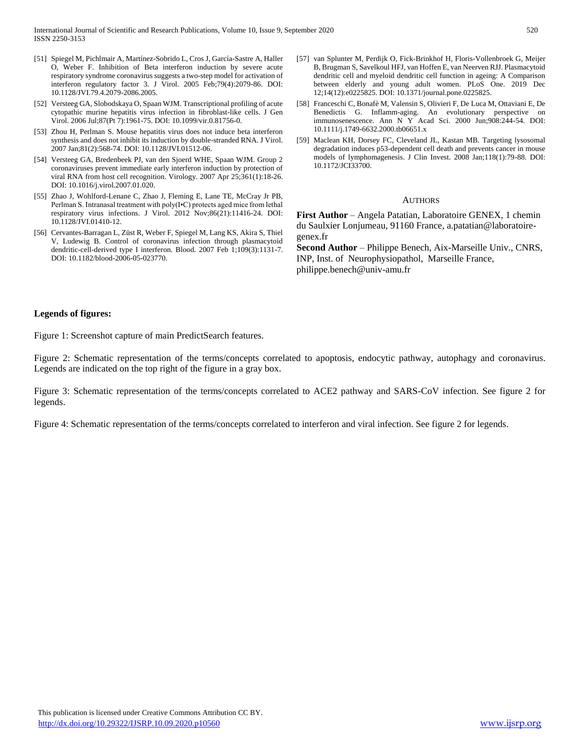[51] Spiegel M, Pichlmair A, Martínez-Sobrido L, Cros J, García-Sastre A, Haller O, Weber F. Inhibition of Beta interferon induction by severe acute respiratory syndrome coronavirus suggests a two-step model for activation of interferon regulatory factor 3. J Virol. 2005 Feb;79(4):2079-86. DOI: 10.1128/JVI.79.4.2079-2086.2005.

[52] Versteeg GA, Slobodskaya O, Spaan WJM. Transcriptional profiling of acute cytopathic murine hepatitis virus infection in fibroblast-like cells. J Gen Virol. 2006 Jul;87(Pt 7):1961-75. DOI: 10.1099/vir.0.81756-0.

[53] Zhou H, Perlman S. Mouse hepatitis virus does not induce beta interferon synthesis and does not inhibit its induction by double-stranded RNA. J Virol. 2007 Jan;81(2):568-74. DOI: 10.1128/JVI.01512-06.

[54] Versteeg GA, Bredenbeek PJ, van den Sjoerd WHE, Spaan WJM. Group 2 coronaviruses prevent immediate early interferon induction by protection of viral RNA from host cell recognition. Virology. 2007 Apr 25;361(1):18-26. DOI: 10.1016/j.virol.2007.01.020.

[55] Zhao J, Wohlford-Lenane C, Zhao J, Fleming E, Lane TE, McCray Jr PB, Perlman S. Intranasal treatment with poly(I•C) protects aged mice from lethal respiratory virus infections. J Virol. 2012 Nov;86(21):11416-24. DOI: 10.1128/JVI.01410-12.

[56] Cervantes-Barragan L, Züst R, Weber F, Spiegel M, Lang KS, Akira S, Thiel V, Ludewig B. Control of coronavirus infection through plasmacytoid dendritic-cell-derived type I interferon. Blood. 2007 Feb 1;109(3):1131-7. DOI: 10.1182/blood-2006-05-023770.

[57] van Splunter M, Perdijk O, Fick-Brinkhof H, Floris-Vollenbroek G, Meijer B, Brugman S, Savelkoul HFJ, van Hoffen E, van Neerven RJJ. Plasmacytoid dendritic cell and myeloid dendritic cell function in ageing: A Comparison between elderly and young adult women. PLoS One. 2019 Dec 12;14(12):e0225825. DOI: 10.1371/journal.pone.0225825.

[58] Franceschi C, Bonafè M, Valensin S, Olivieri F, De Luca M, Ottaviani E, De Benedictis G. Inflamm-aging. An evolutionary perspective on immunosenescence. Ann N Y Acad Sci. 2000 Jun;908:244-54. DOI: 10.1111/j.1749-6632.2000.tb06651.x

[59] Maclean KH, Dorsey FC, Cleveland JL, Kastan MB. Targeting lysosomal degradation induces p53-dependent cell death and prevents cancer in mouse models of lymphomagenesis. J Clin Invest. 2008 Jan;118(1):79-88. DOI: 10.1172/JCI33700.

## AUTHORS

**First Author** – Angela Patatian, Laboratoire GENEX, 1 chemin du Saulxier Lonjumeau, 91160 France, a.patatian@laboratoire-genex.fr

**Second Author** – Philippe Benech, Aix-Marseille Univ., CNRS, INP, Inst. of Neurophysiopathol, Marseille France, philippe.benech@univ-amu.fr

**Legends of figures:**

Figure 1: Screenshot capture of main PredictSearch features.

Figure 2: Schematic representation of the terms/concepts correlated to apoptosis, endocytic pathway, autophagy and coronavirus. Legends are indicated on the top right of the figure in a gray box.

Figure 3: Schematic representation of the terms/concepts correlated to ACE2 pathway and SARS-CoV infection. See figure 2 for legends.

Figure 4: Schematic representation of the terms/concepts correlated to interferon and viral infection. See figure 2 for legends.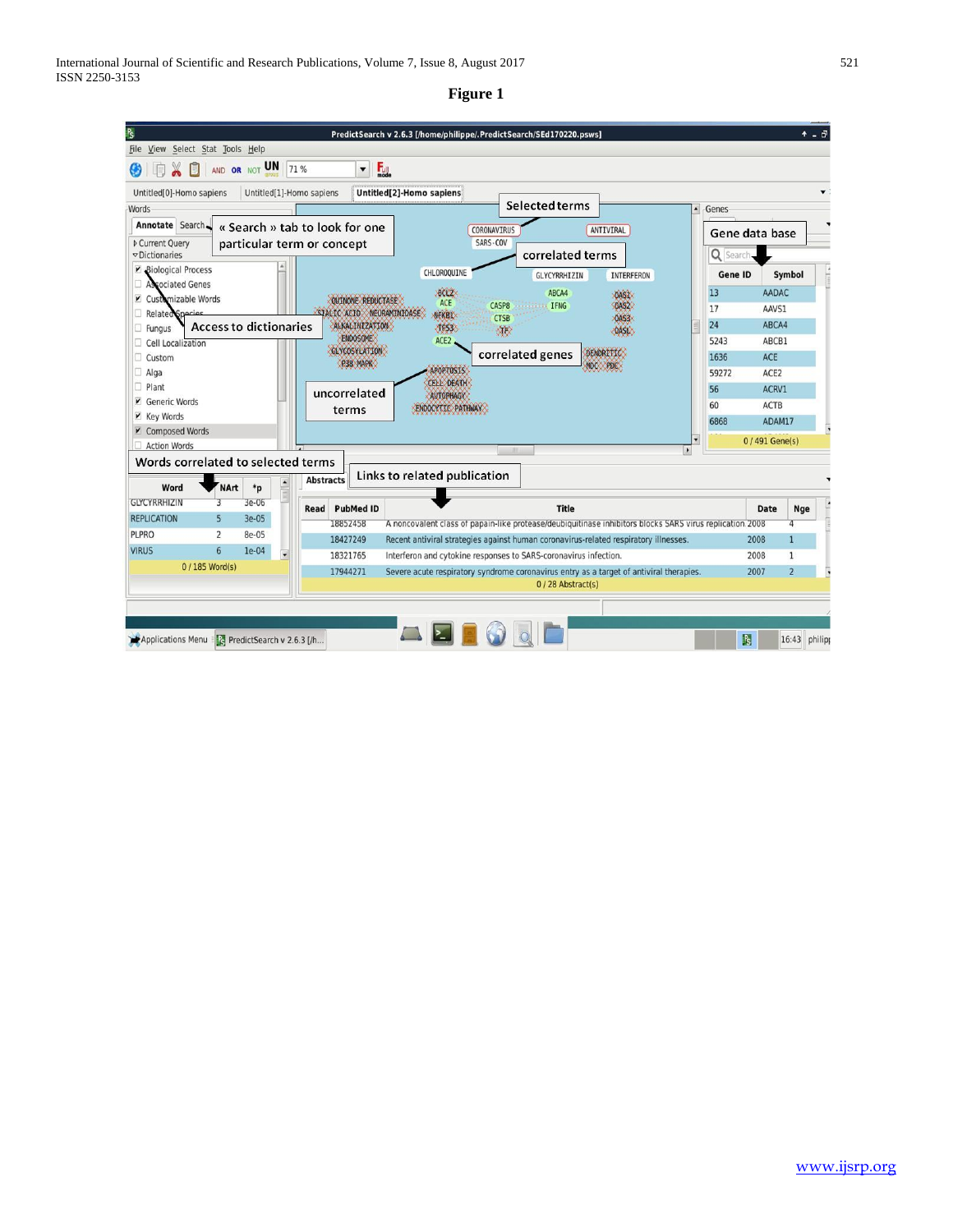**Figure 1**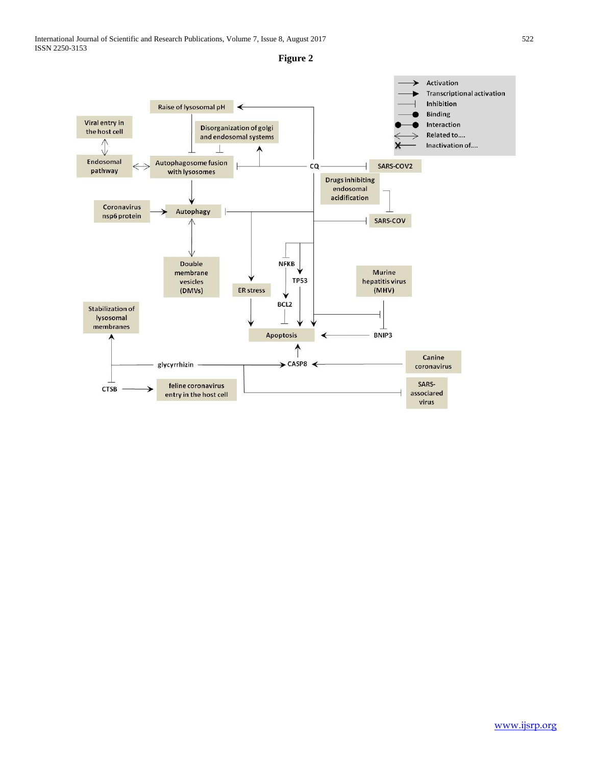**Figure 2**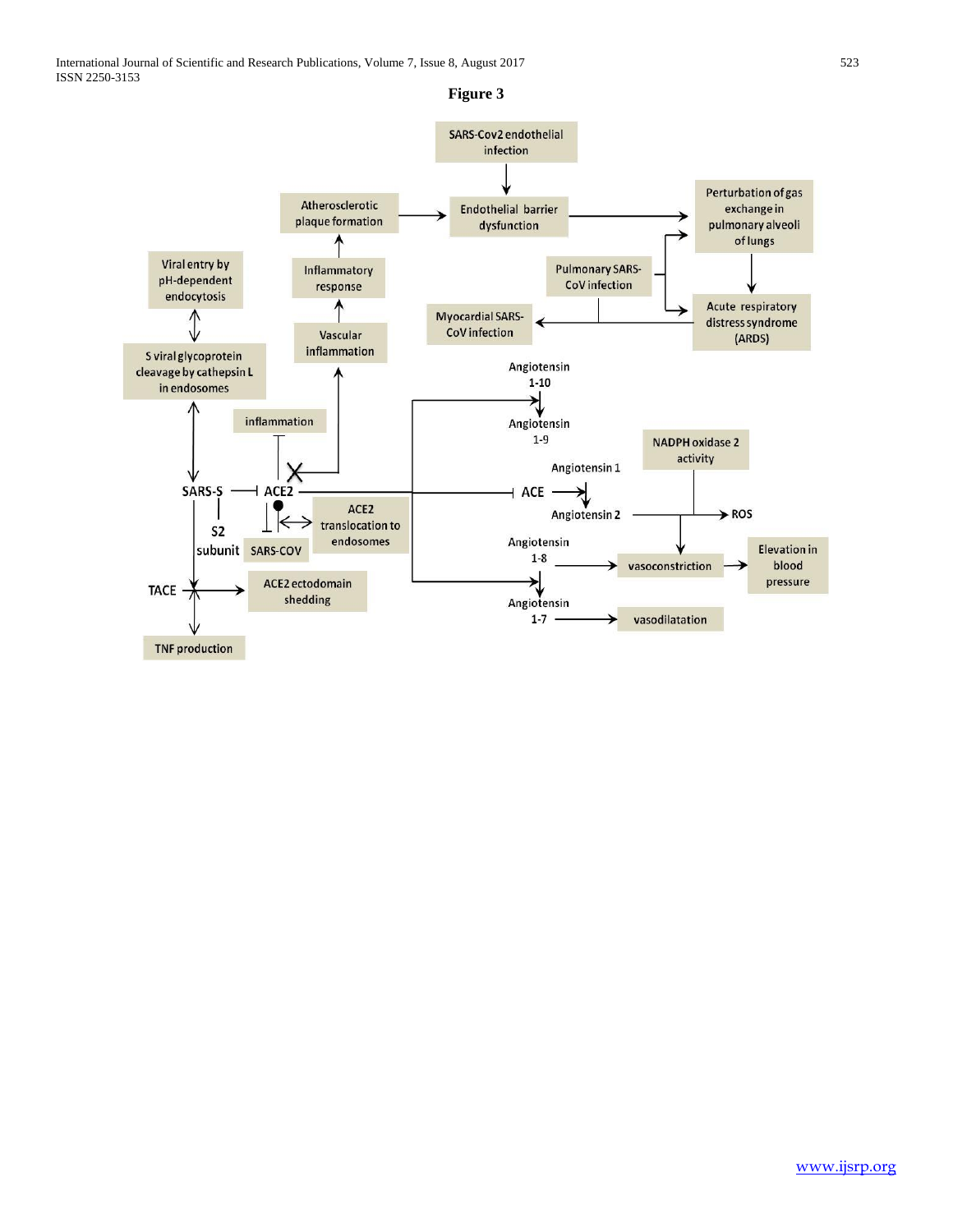**Figure 3**

SARS-Cov2 endothelial infection

Atherosclerotic plaque formation

Endothelial barrier dysfunction

Perturbation of gas exchange in pulmonary alveoli of lungs

Viral entry by pH-dependent endocytosis

Inflammatory response

Pulmonary SARS-CoV infection

Acute respiratory distress syndrome (ARDS)

Myocardial SARS-CoV infection

Vascular inflammation

S viral glycoprotein cleavage by cathepsin L in endosomes

Angiotensin 1-10

Angiotensin 1-9

inflammation

NADPH oxidase 2 activity

Angiotensin 1

SARS-S

ACE2

ACE

Angiotensin 2

ROS

S2 subunit

ACE2 translocation to endosomes

SARS-COV

Angiotensin 1-8

vasoconstriction

Elevation in blood pressure

TACE

ACE2 ectodomain shedding

Angiotensin 1-7

vasodilatation

TNF production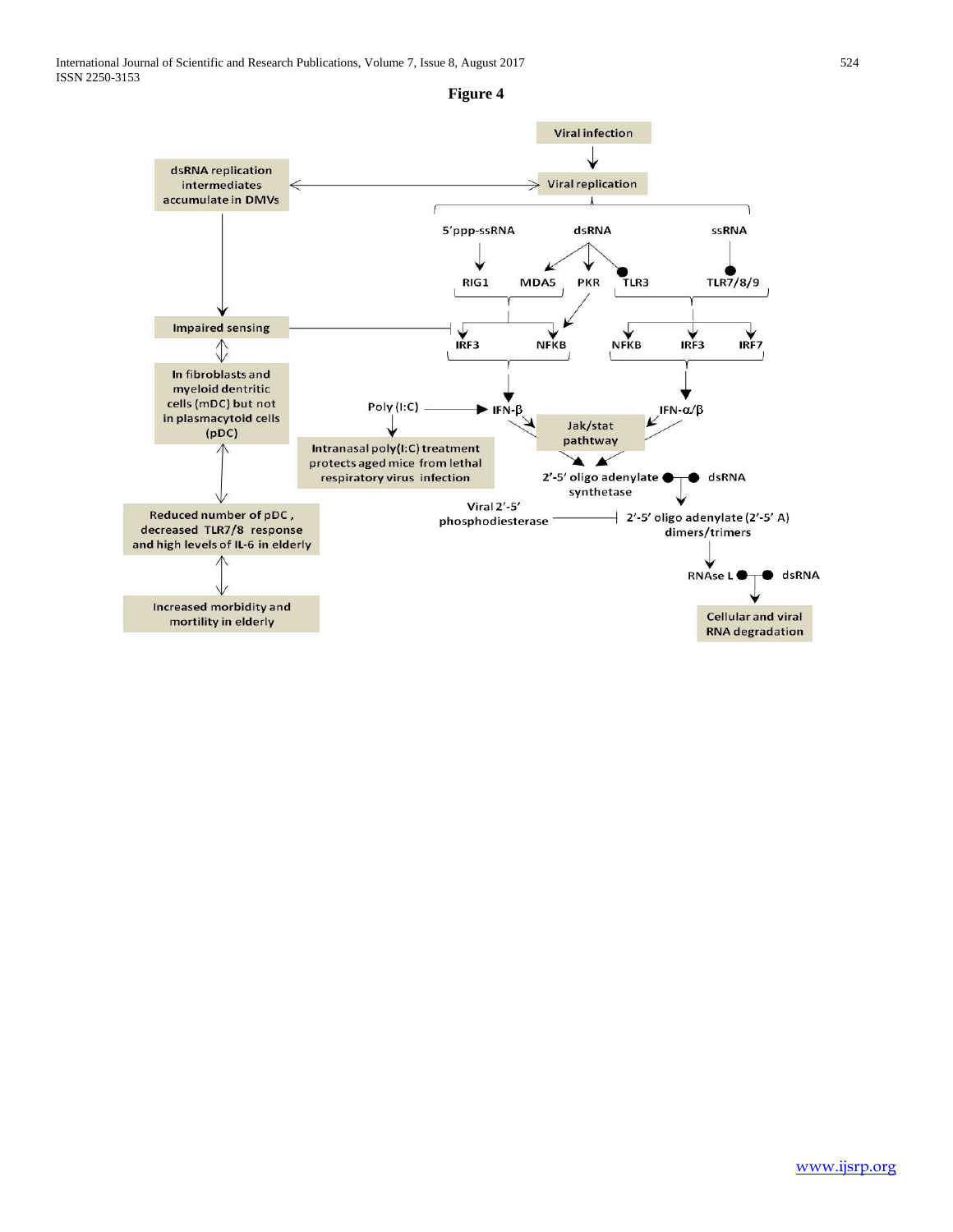**Figure 4**

Viral infection

Viral replication

dsRNA replication intermediates accumulate in DMVs

5'ppp-ssRNA

dsRNA

ssRNA

RIG1

MDA5

PKR

TLR3

TLR7/8/9

Impaired sensing

IRF3

NFKB

NFKB

IRF3

IRF7

In fibroblasts and myeloid dentritic cells (mDC) but not in plasmacytoid cells (pDC)

Poly (I:C)

IFN-β

IFN-α/β

Jak/stat pathway

Intranasal poly(I:C) treatment protects aged mice from lethal respiratory virus infection

2'-5' oligo adenylate synthetase

dsRNA

Viral 2'-5' phosphodiesterase

2'-5' oligo adenylate (2'-5' A) dimers/trimers

Reduced number of pDC, decreased TLR7/8 response and high levels of IL-6 in elderly

RNAse L

dsRNA

Increased morbidity and mortility in elderly

Cellular and viral RNA degradation